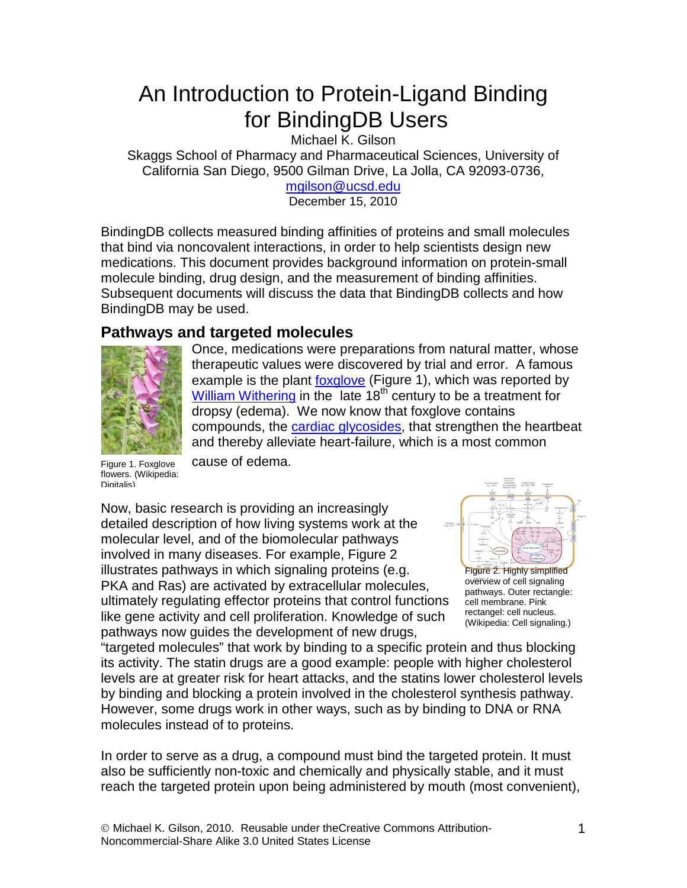# An Introduction to Protein-Ligand Binding for BindingDB Users

Michael K. Gilson

Skaggs School of Pharmacy and Pharmaceutical Sciences, University of California San Diego, 9500 Gilman Drive, La Jolla, CA 92093-0736, mgilson@ucsd.edu

December 15, 2010

BindingDB collects measured binding affinities of proteins and small molecules that bind via noncovalent interactions, in order to help scientists design new medications. This document provides background information on protein-small molecule binding, drug design, and the measurement of binding affinities. Subsequent documents will discuss the data that BindingDB collects and how BindingDB may be used.

## Pathways and targeted molecules

Figure 1. Foxglove flowers. (Wikipedia: Digitalis)

Once, medications were preparations from natural matter, whose therapeutic values were discovered by trial and error. A famous example is the plant foxglove (Figure 1), which was reported by William Withering in the late 18$^{th}$ century to be a treatment for dropsy (edema). We now know that foxglove contains compounds, the cardiac glycosides, that strengthen the heartbeat and thereby alleviate heart-failure, which is a most common cause of edema.

Figure 2. Highly simplified overview of cell signaling pathways. Outer rectangle: cell membrane. Pink rectangel: cell nucleus. (Wikipedia: Cell signaling.)

Now, basic research is providing an increasingly detailed description of how living systems work at the molecular level, and of the biomolecular pathways involved in many diseases. For example, Figure 2 illustrates pathways in which signaling proteins (e.g. PKA and Ras) are activated by extracellular molecules, ultimately regulating effector proteins that control functions like gene activity and cell proliferation. Knowledge of such pathways now guides the development of new drugs, "targeted molecules" that work by binding to a specific protein and thus blocking its activity. The statin drugs are a good example: people with higher cholesterol levels are at greater risk for heart attacks, and the statins lower cholesterol levels by binding and blocking a protein involved in the cholesterol synthesis pathway. However, some drugs work in other ways, such as by binding to DNA or RNA molecules instead of to proteins.

In order to serve as a drug, a compound must bind the targeted protein. It must also be sufficiently non-toxic and chemically and physically stable, and it must reach the targeted protein upon being administered by mouth (most convenient),

© Michael K. Gilson, 2010. Reusable under theCreative Commons Attribution-Noncommercial-Share Alike 3.0 United States License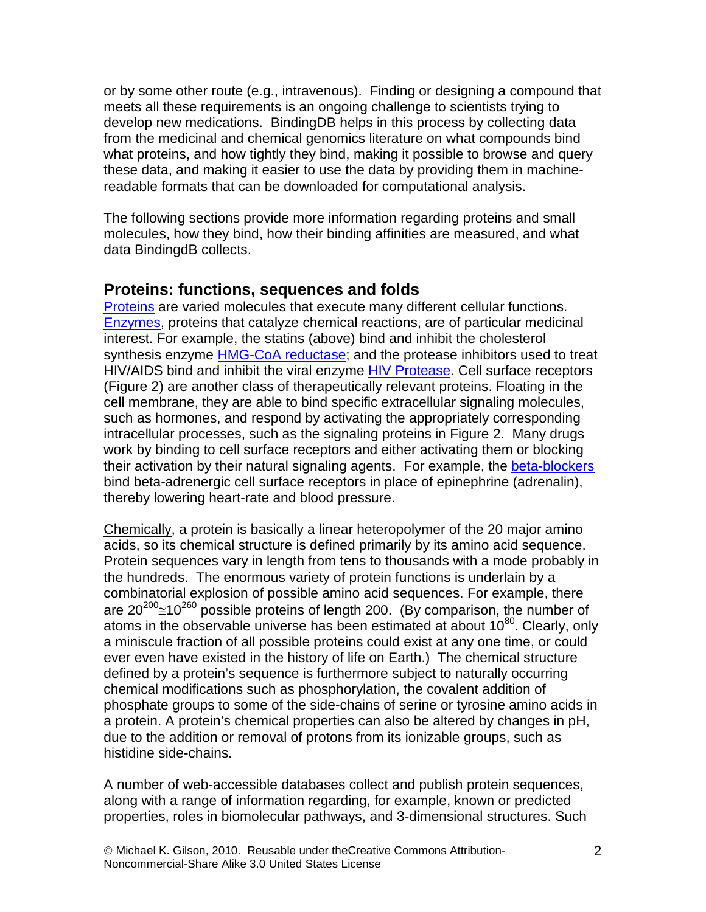or by some other route (e.g., intravenous). Finding or designing a compound that meets all these requirements is an ongoing challenge to scientists trying to develop new medications. BindingDB helps in this process by collecting data from the medicinal and chemical genomics literature on what compounds bind what proteins, and how tightly they bind, making it possible to browse and query these data, and making it easier to use the data by providing them in machine-readable formats that can be downloaded for computational analysis.

The following sections provide more information regarding proteins and small molecules, how they bind, how their binding affinities are measured, and what data BindingdB collects.

## Proteins: functions, sequences and folds

Proteins are varied molecules that execute many different cellular functions. Enzymes, proteins that catalyze chemical reactions, are of particular medicinal interest. For example, the statins (above) bind and inhibit the cholesterol synthesis enzyme HMG-CoA reductase; and the protease inhibitors used to treat HIV/AIDS bind and inhibit the viral enzyme HIV Protease. Cell surface receptors (Figure 2) are another class of therapeutically relevant proteins. Floating in the cell membrane, they are able to bind specific extracellular signaling molecules, such as hormones, and respond by activating the appropriately corresponding intracellular processes, such as the signaling proteins in Figure 2. Many drugs work by binding to cell surface receptors and either activating them or blocking their activation by their natural signaling agents. For example, the beta-blockers bind beta-adrenergic cell surface receptors in place of epinephrine (adrenalin), thereby lowering heart-rate and blood pressure.

Chemically, a protein is basically a linear heteropolymer of the 20 major amino acids, so its chemical structure is defined primarily by its amino acid sequence. Protein sequences vary in length from tens to thousands with a mode probably in the hundreds. The enormous variety of protein functions is underlain by a combinatorial explosion of possible amino acid sequences. For example, there are $20^{200} \cong 10^{260}$ possible proteins of length 200. (By comparison, the number of atoms in the observable universe has been estimated at about $10^{80}$. Clearly, only a miniscule fraction of all possible proteins could exist at any one time, or could ever even have existed in the history of life on Earth.) The chemical structure defined by a protein's sequence is furthermore subject to naturally occurring chemical modifications such as phosphorylation, the covalent addition of phosphate groups to some of the side-chains of serine or tyrosine amino acids in a protein. A protein's chemical properties can also be altered by changes in pH, due to the addition or removal of protons from its ionizable groups, such as histidine side-chains.

A number of web-accessible databases collect and publish protein sequences, along with a range of information regarding, for example, known or predicted properties, roles in biomolecular pathways, and 3-dimensional structures. Such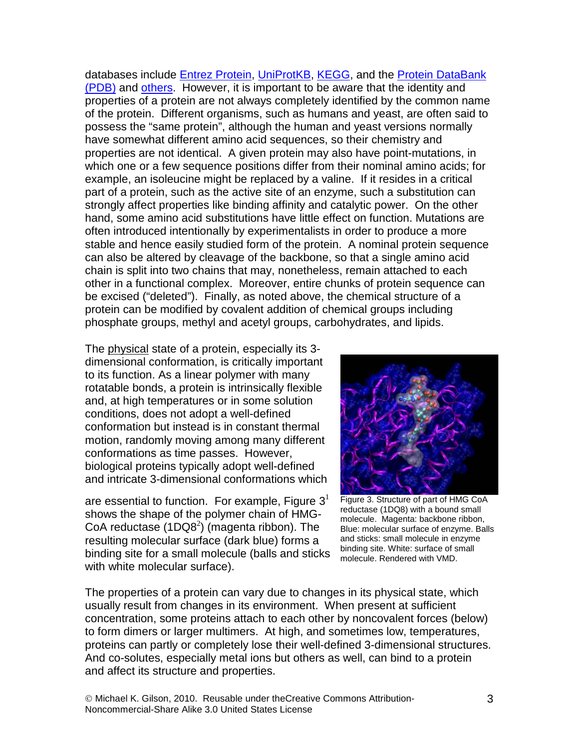databases include Entrez Protein, UniProtKB, KEGG, and the Protein DataBank (PDB) and others. However, it is important to be aware that the identity and properties of a protein are not always completely identified by the common name of the protein. Different organisms, such as humans and yeast, are often said to possess the "same protein", although the human and yeast versions normally have somewhat different amino acid sequences, so their chemistry and properties are not identical. A given protein may also have point-mutations, in which one or a few sequence positions differ from their nominal amino acids; for example, an isoleucine might be replaced by a valine. If it resides in a critical part of a protein, such as the active site of an enzyme, such a substitution can strongly affect properties like binding affinity and catalytic power. On the other hand, some amino acid substitutions have little effect on function. Mutations are often introduced intentionally by experimentalists in order to produce a more stable and hence easily studied form of the protein. A nominal protein sequence can also be altered by cleavage of the backbone, so that a single amino acid chain is split into two chains that may, nonetheless, remain attached to each other in a functional complex. Moreover, entire chunks of protein sequence can be excised ("deleted"). Finally, as noted above, the chemical structure of a protein can be modified by covalent addition of chemical groups including phosphate groups, methyl and acetyl groups, carbohydrates, and lipids.

The physical state of a protein, especially its 3-dimensional conformation, is critically important to its function. As a linear polymer with many rotatable bonds, a protein is intrinsically flexible and, at high temperatures or in some solution conditions, does not adopt a well-defined conformation but instead is in constant thermal motion, randomly moving among many different conformations as time passes. However, biological proteins typically adopt well-defined and intricate 3-dimensional conformations which are essential to function. For example, Figure 3[1] shows the shape of the polymer chain of HMG-CoA reductase (1DQ8[2]) (magenta ribbon). The resulting molecular surface (dark blue) forms a binding site for a small molecule (balls and sticks with white molecular surface).

Figure 3. Structure of part of HMG CoA reductase (1DQ8) with a bound small molecule. Magenta: backbone ribbon, Blue: molecular surface of enzyme. Balls and sticks: small molecule in enzyme binding site. White: surface of small molecule. Rendered with VMD.

The properties of a protein can vary due to changes in its physical state, which usually result from changes in its environment. When present at sufficient concentration, some proteins attach to each other by noncovalent forces (below) to form dimers or larger multimers. At high, and sometimes low, temperatures, proteins can partly or completely lose their well-defined 3-dimensional structures. And co-solutes, especially metal ions but others as well, can bind to a protein and affect its structure and properties.

© Michael K. Gilson, 2010. Reusable under theCreative Commons Attribution-Noncommercial-Share Alike 3.0 United States License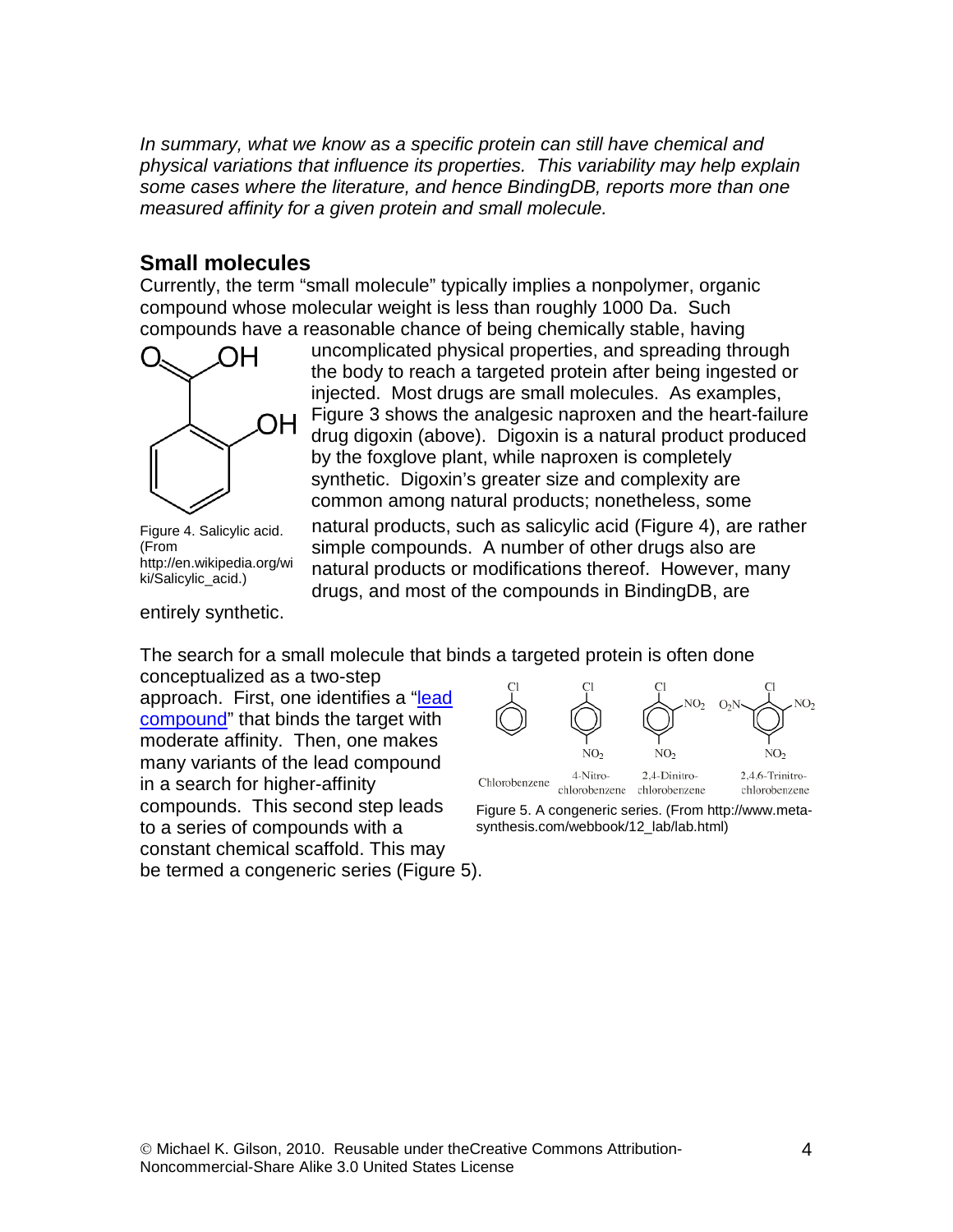*In summary, what we know as a specific protein can still have chemical and physical variations that influence its properties. This variability may help explain some cases where the literature, and hence BindingDB, reports more than one measured affinity for a given protein and small molecule.*

## Small molecules

Currently, the term "small molecule" typically implies a nonpolymer, organic compound whose molecular weight is less than roughly 1000 Da. Such compounds have a reasonable chance of being chemically stable, having uncomplicated physical properties, and spreading through the body to reach a targeted protein after being ingested or injected. Most drugs are small molecules. As examples, Figure 3 shows the analgesic naproxen and the heart-failure drug digoxin (above). Digoxin is a natural product produced by the foxglove plant, while naproxen is completely synthetic. Digoxin's greater size and complexity are common among natural products; nonetheless, some natural products, such as salicylic acid (Figure 4), are rather simple compounds. A number of other drugs also are natural products or modifications thereof. However, many drugs, and most of the compounds in BindingDB, are entirely synthetic.

Figure 4. Salicylic acid. (From http://en.wikipedia.org/wiki/Salicylic_acid.)

The search for a small molecule that binds a targeted protein is often done conceptualized as a two-step approach. First, one identifies a "[lead compound](#)" that binds the target with moderate affinity. Then, one makes many variants of the lead compound in a search for higher-affinity compounds. This second step leads to a series of compounds with a constant chemical scaffold. This may be termed a congeneric series (Figure 5).

Chlorobenzene | 4-Nitro-chlorobenzene | 2,4-Dinitro-chlorobenzene | 2,4,6-Trinitro-chlorobenzene

Figure 5. A congeneric series. (From http://www.meta-synthesis.com/webbook/12_lab/lab.html)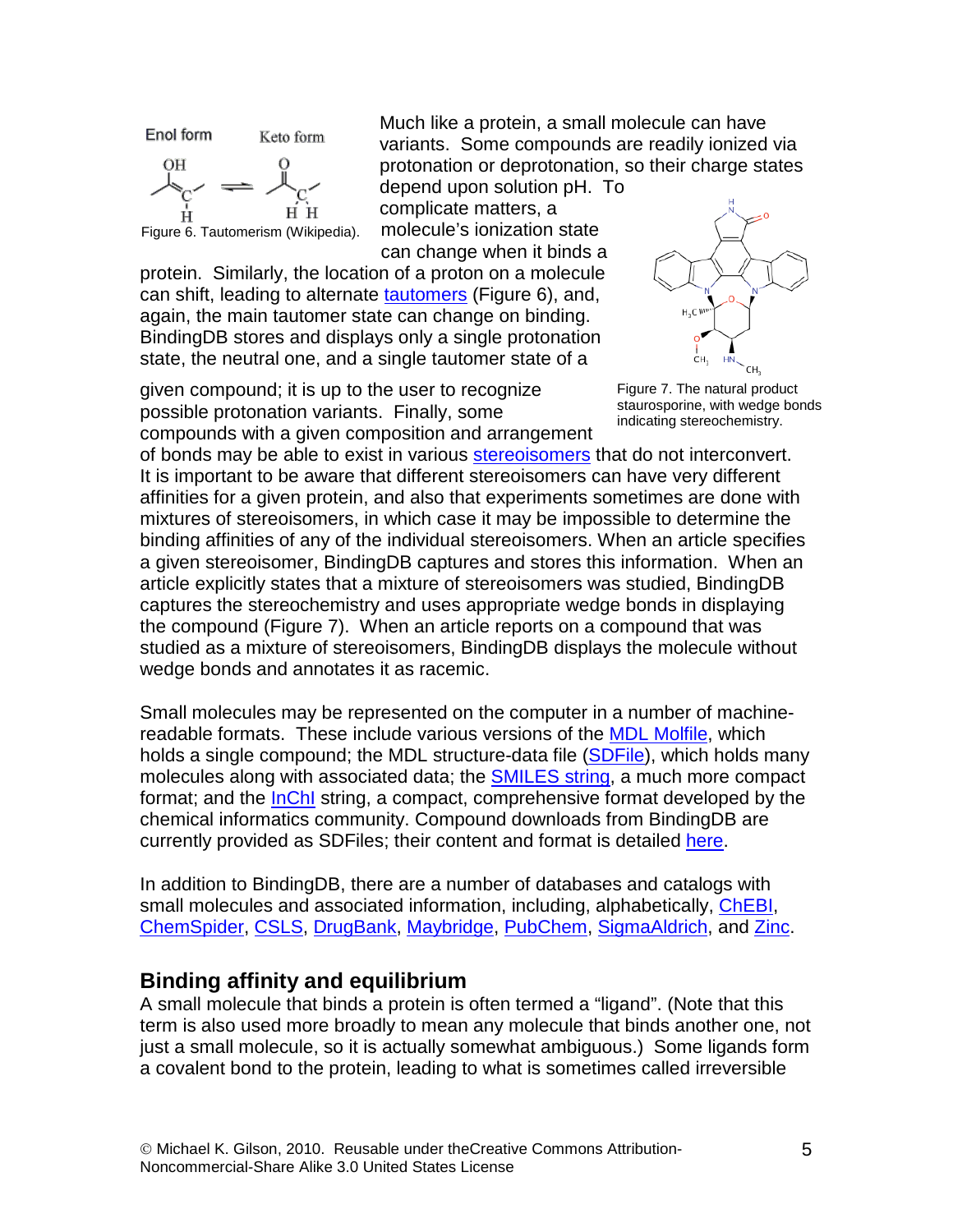Much like a protein, a small molecule can have variants. Some compounds are readily ionized via protonation or deprotonation, so their charge states depend upon solution pH. To complicate matters, a molecule's ionization state can change when it binds a protein. Similarly, the location of a proton on a molecule can shift, leading to alternate tautomers (Figure 6), and, again, the main tautomer state can change on binding. BindingDB stores and displays only a single protonation state, the neutral one, and a single tautomer state of a given compound; it is up to the user to recognize possible protonation variants. Finally, some compounds with a given composition and arrangement of bonds may be able to exist in various stereoisomers that do not interconvert. It is important to be aware that different stereoisomers can have very different affinities for a given protein, and also that experiments sometimes are done with mixtures of stereoisomers, in which case it may be impossible to determine the binding affinities of any of the individual stereoisomers. When an article specifies a given stereoisomer, BindingDB captures and stores this information. When an article explicitly states that a mixture of stereoisomers was studied, BindingDB captures the stereochemistry and uses appropriate wedge bonds in displaying the compound (Figure 7). When an article reports on a compound that was studied as a mixture of stereoisomers, BindingDB displays the molecule without wedge bonds and annotates it as racemic.

Figure 6. Tautomerism (Wikipedia).

Figure 7. The natural product staurosporine, with wedge bonds indicating stereochemistry.

Small molecules may be represented on the computer in a number of machine-readable formats. These include various versions of the MDL Molfile, which holds a single compound; the MDL structure-data file (SDFile), which holds many molecules along with associated data; the SMILES string, a much more compact format; and the InChI string, a compact, comprehensive format developed by the chemical informatics community. Compound downloads from BindingDB are currently provided as SDFiles; their content and format is detailed here.

In addition to BindingDB, there are a number of databases and catalogs with small molecules and associated information, including, alphabetically, ChEBI, ChemSpider, CSLS, DrugBank, Maybridge, PubChem, SigmaAldrich, and Zinc.

## Binding affinity and equilibrium

A small molecule that binds a protein is often termed a "ligand". (Note that this term is also used more broadly to mean any molecule that binds another one, not just a small molecule, so it is actually somewhat ambiguous.) Some ligands form a covalent bond to the protein, leading to what is sometimes called irreversible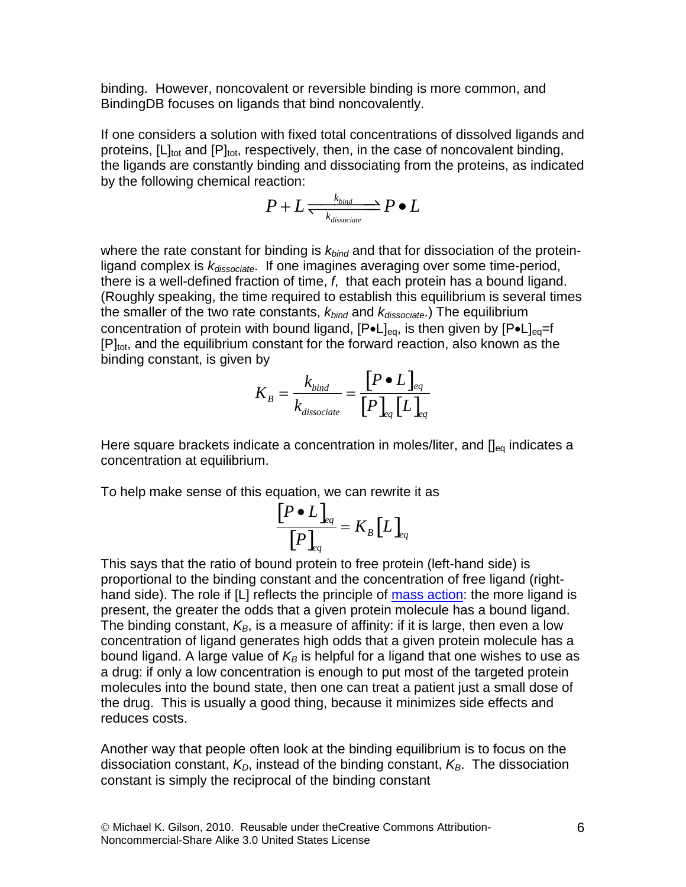binding. However, noncovalent or reversible binding is more common, and BindingDB focuses on ligands that bind noncovalently.

If one considers a solution with fixed total concentrations of dissolved ligands and proteins, $[L]_{tot}$ and $[P]_{tot}$, respectively, then, in the case of noncovalent binding, the ligands are constantly binding and dissociating from the proteins, as indicated by the following chemical reaction:

$$P + L \underset{k_{dissociate}}{\overset{k_{bind}}{\rightleftharpoons}} P \bullet L$$

where the rate constant for binding is $k_{bind}$ and that for dissociation of the protein-ligand complex is $k_{dissociate}$. If one imagines averaging over some time-period, there is a well-defined fraction of time, $f$, that each protein has a bound ligand. (Roughly speaking, the time required to establish this equilibrium is several times the smaller of the two rate constants, $k_{bind}$ and $k_{dissociate}$.) The equilibrium concentration of protein with bound ligand, $[P\bullet L]_{eq}$, is then given by $[P\bullet L]_{eq}$=f $[P]_{tot}$, and the equilibrium constant for the forward reaction, also known as the binding constant, is given by

$$K_B = \frac{k_{bind}}{k_{dissociate}} = \frac{[P \bullet L]_{eq}}{[P]_{eq}[L]_{eq}}$$

Here square brackets indicate a concentration in moles/liter, and $[]_{eq}$ indicates a concentration at equilibrium.

To help make sense of this equation, we can rewrite it as

$$\frac{[P \bullet L]_{eq}}{[P]_{eq}} = K_B [L]_{eq}$$

This says that the ratio of bound protein to free protein (left-hand side) is proportional to the binding constant and the concentration of free ligand (right-hand side). The role if [L] reflects the principle of mass action: the more ligand is present, the greater the odds that a given protein molecule has a bound ligand. The binding constant, $K_B$, is a measure of affinity: if it is large, then even a low concentration of ligand generates high odds that a given protein molecule has a bound ligand. A large value of $K_B$ is helpful for a ligand that one wishes to use as a drug: if only a low concentration is enough to put most of the targeted protein molecules into the bound state, then one can treat a patient just a small dose of the drug. This is usually a good thing, because it minimizes side effects and reduces costs.

Another way that people often look at the binding equilibrium is to focus on the dissociation constant, $K_D$, instead of the binding constant, $K_B$. The dissociation constant is simply the reciprocal of the binding constant

© Michael K. Gilson, 2010. Reusable under theCreative Commons Attribution-Noncommercial-Share Alike 3.0 United States License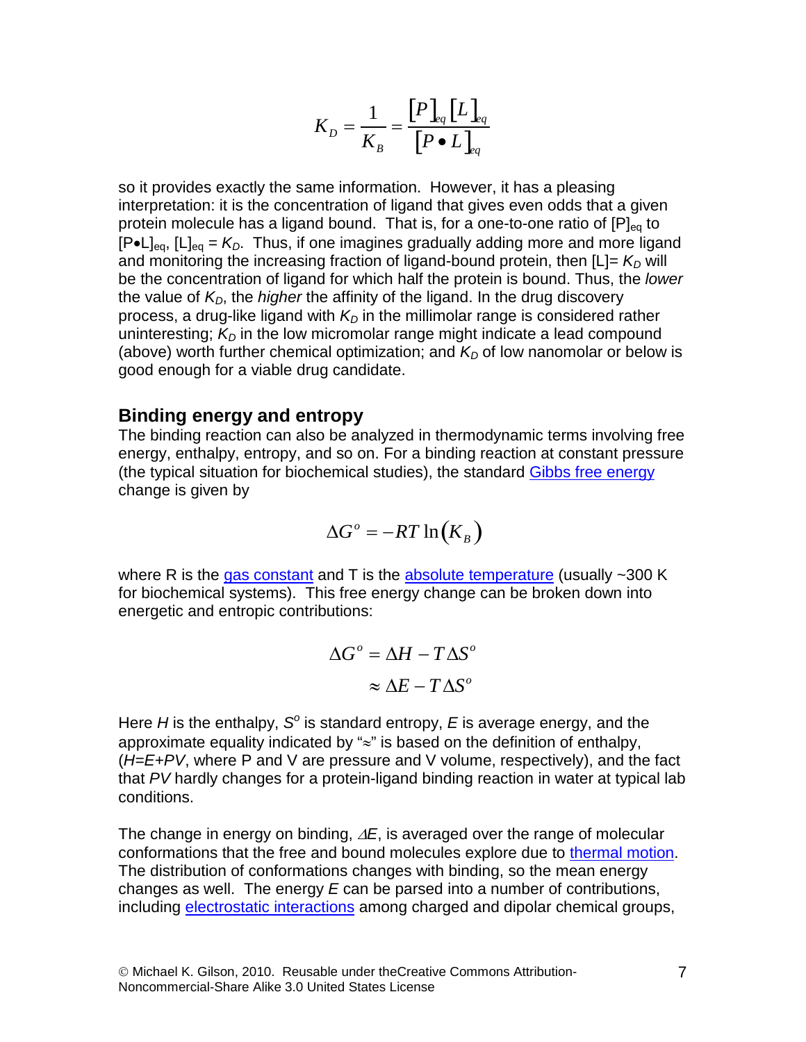$$K_D = \frac{1}{K_B} = \frac{[P]_{eq}[L]_{eq}}{[P \bullet L]_{eq}}$$

so it provides exactly the same information. However, it has a pleasing interpretation: it is the concentration of ligand that gives even odds that a given protein molecule has a ligand bound. That is, for a one-to-one ratio of $[P]_{eq}$ to $[P \bullet L]_{eq}$, $[L]_{eq} = K_D$. Thus, if one imagines gradually adding more and more ligand and monitoring the increasing fraction of ligand-bound protein, then $[L] = K_D$ will be the concentration of ligand for which half the protein is bound. Thus, the *lower* the value of $K_D$, the *higher* the affinity of the ligand. In the drug discovery process, a drug-like ligand with $K_D$ in the millimolar range is considered rather uninteresting; $K_D$ in the low micromolar range might indicate a lead compound (above) worth further chemical optimization; and $K_D$ of low nanomolar or below is good enough for a viable drug candidate.

## Binding energy and entropy

The binding reaction can also be analyzed in thermodynamic terms involving free energy, enthalpy, entropy, and so on. For a binding reaction at constant pressure (the typical situation for biochemical studies), the standard Gibbs free energy change is given by

$$\Delta G^o = -RT \ln(K_B)$$

where R is the gas constant and T is the absolute temperature (usually ~300 K for biochemical systems). This free energy change can be broken down into energetic and entropic contributions:

$$\begin{aligned} \Delta G^o &= \Delta H - T\Delta S^o \\ &\approx \Delta E - T\Delta S^o \end{aligned}$$

Here $H$ is the enthalpy, $S^o$ is standard entropy, $E$ is average energy, and the approximate equality indicated by "≈" is based on the definition of enthalpy, ($H=E+PV$, where P and V are pressure and V volume, respectively), and the fact that $PV$ hardly changes for a protein-ligand binding reaction in water at typical lab conditions.

The change in energy on binding, $\Delta E$, is averaged over the range of molecular conformations that the free and bound molecules explore due to thermal motion. The distribution of conformations changes with binding, so the mean energy changes as well. The energy $E$ can be parsed into a number of contributions, including electrostatic interactions among charged and dipolar chemical groups,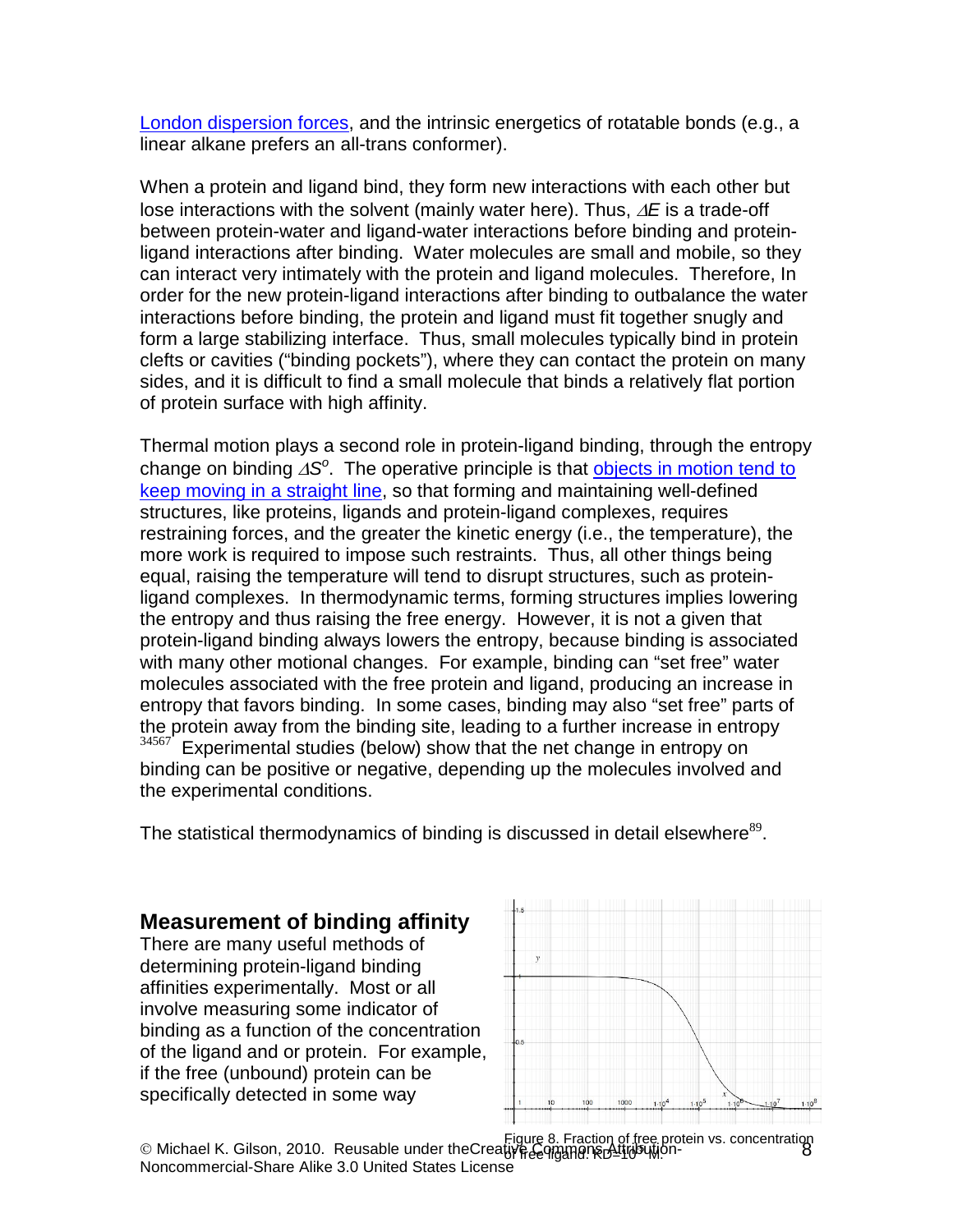London dispersion forces, and the intrinsic energetics of rotatable bonds (e.g., a linear alkane prefers an all-trans conformer).

When a protein and ligand bind, they form new interactions with each other but lose interactions with the solvent (mainly water here). Thus, $\Delta E$ is a trade-off between protein-water and ligand-water interactions before binding and protein-ligand interactions after binding. Water molecules are small and mobile, so they can interact very intimately with the protein and ligand molecules. Therefore, In order for the new protein-ligand interactions after binding to outbalance the water interactions before binding, the protein and ligand must fit together snugly and form a large stabilizing interface. Thus, small molecules typically bind in protein clefts or cavities ("binding pockets"), where they can contact the protein on many sides, and it is difficult to find a small molecule that binds a relatively flat portion of protein surface with high affinity.

Thermal motion plays a second role in protein-ligand binding, through the entropy change on binding $\Delta S^o$. The operative principle is that objects in motion tend to keep moving in a straight line, so that forming and maintaining well-defined structures, like proteins, ligands and protein-ligand complexes, requires restraining forces, and the greater the kinetic energy (i.e., the temperature), the more work is required to impose such restraints. Thus, all other things being equal, raising the temperature will tend to disrupt structures, such as protein-ligand complexes. In thermodynamic terms, forming structures implies lowering the entropy and thus raising the free energy. However, it is not a given that protein-ligand binding always lowers the entropy, because binding is associated with many other motional changes. For example, binding can "set free" water molecules associated with the free protein and ligand, producing an increase in entropy that favors binding. In some cases, binding may also "set free" parts of the protein away from the binding site, leading to a further increase in entropy [3456 7] Experimental studies (below) show that the net change in entropy on binding can be positive or negative, depending up the molecules involved and the experimental conditions.

The statistical thermodynamics of binding is discussed in detail elsewhere[8 9].

## Measurement of binding affinity

There are many useful methods of determining protein-ligand binding affinities experimentally. Most or all involve measuring some indicator of binding as a function of the concentration of the ligand and or protein. For example, if the free (unbound) protein can be specifically detected in some way

Figure 8. Fraction of free protein vs. concentration of free ligand. KD=$10^{-5}$M.

© Michael K. Gilson, 2010. Reusable under the Creative Commons Attribution-Noncommercial-Share Alike 3.0 United States License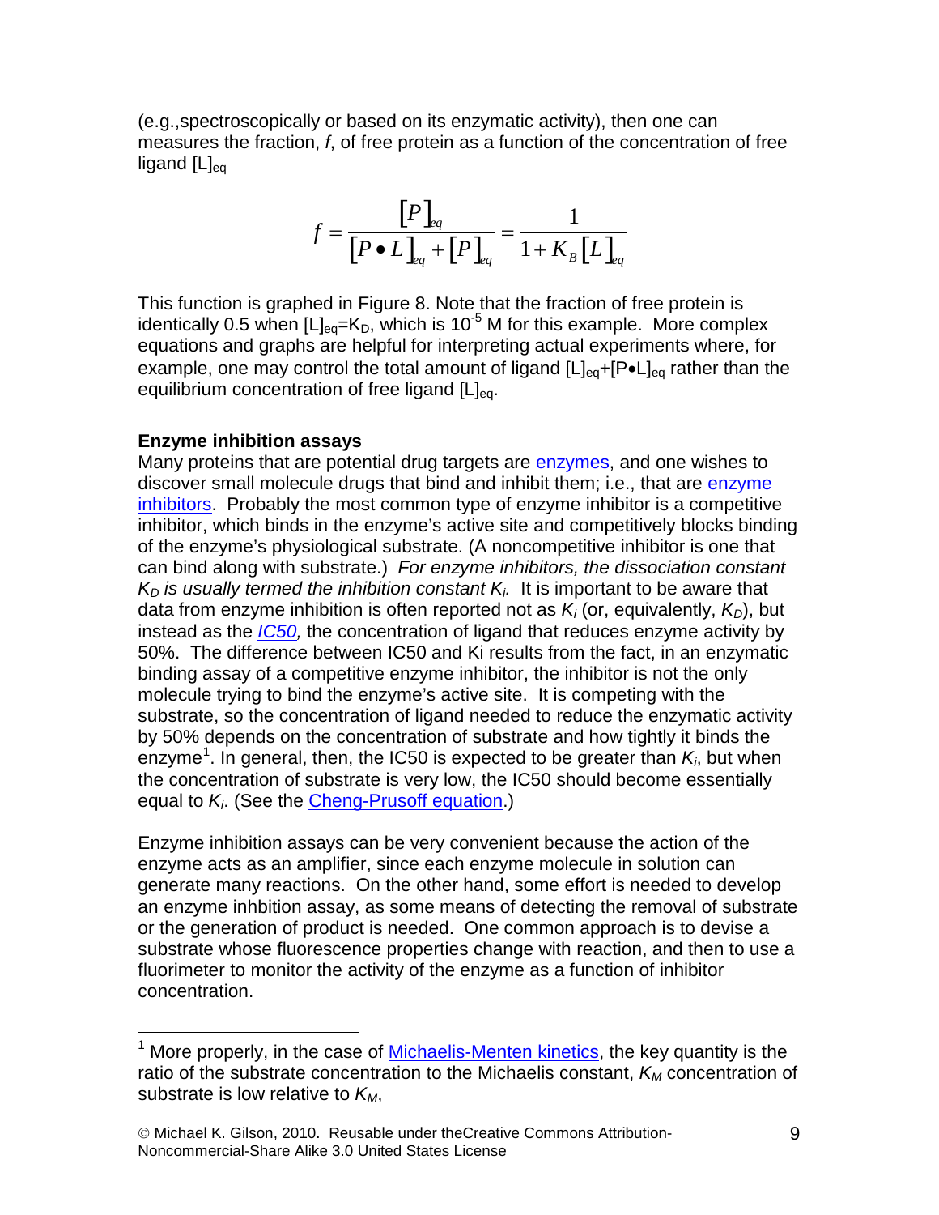(e.g.,spectroscopically or based on its enzymatic activity), then one can measures the fraction, *f*, of free protein as a function of the concentration of free ligand $[L]_{eq}$

$$f = \frac{[P]_{eq}}{[P \bullet L]_{eq} + [P]_{eq}} = \frac{1}{1 + K_B [L]_{eq}}$$

This function is graphed in Figure 8. Note that the fraction of free protein is identically 0.5 when $[L]_{eq}=K_D$, which is $10^{-5}$ M for this example. More complex equations and graphs are helpful for interpreting actual experiments where, for example, one may control the total amount of ligand $[L]_{eq}+[P \bullet L]_{eq}$ rather than the equilibrium concentration of free ligand $[L]_{eq}$.

**Enzyme inhibition assays**

Many proteins that are potential drug targets are enzymes, and one wishes to discover small molecule drugs that bind and inhibit them; i.e., that are enzyme inhibitors. Probably the most common type of enzyme inhibitor is a competitive inhibitor, which binds in the enzyme's active site and competitively blocks binding of the enzyme's physiological substrate. (A noncompetitive inhibitor is one that can bind along with substrate.) *For enzyme inhibitors, the dissociation constant $K_D$ is usually termed the inhibition constant $K_i$.* It is important to be aware that data from enzyme inhibition is often reported not as $K_i$ (or, equivalently, $K_D$), but instead as the *IC50,* the concentration of ligand that reduces enzyme activity by 50%. The difference between IC50 and Ki results from the fact, in an enzymatic binding assay of a competitive enzyme inhibitor, the inhibitor is not the only molecule trying to bind the enzyme's active site. It is competing with the substrate, so the concentration of ligand needed to reduce the enzymatic activity by 50% depends on the concentration of substrate and how tightly it binds the enzyme[1]. In general, then, the IC50 is expected to be greater than $K_i$, but when the concentration of substrate is very low, the IC50 should become essentially equal to $K_i$. (See the Cheng-Prusoff equation.)

Enzyme inhibition assays can be very convenient because the action of the enzyme acts as an amplifier, since each enzyme molecule in solution can generate many reactions. On the other hand, some effort is needed to develop an enzyme inhbition assay, as some means of detecting the removal of substrate or the generation of product is needed. One common approach is to devise a substrate whose fluorescence properties change with reaction, and then to use a fluorimeter to monitor the activity of the enzyme as a function of inhibitor concentration.

---

[1] More properly, in the case of Michaelis-Menten kinetics, the key quantity is the ratio of the substrate concentration to the Michaelis constant, $K_M$ concentration of substrate is low relative to $K_M$,

© Michael K. Gilson, 2010. Reusable under theCreative Commons Attribution-Noncommercial-Share Alike 3.0 United States License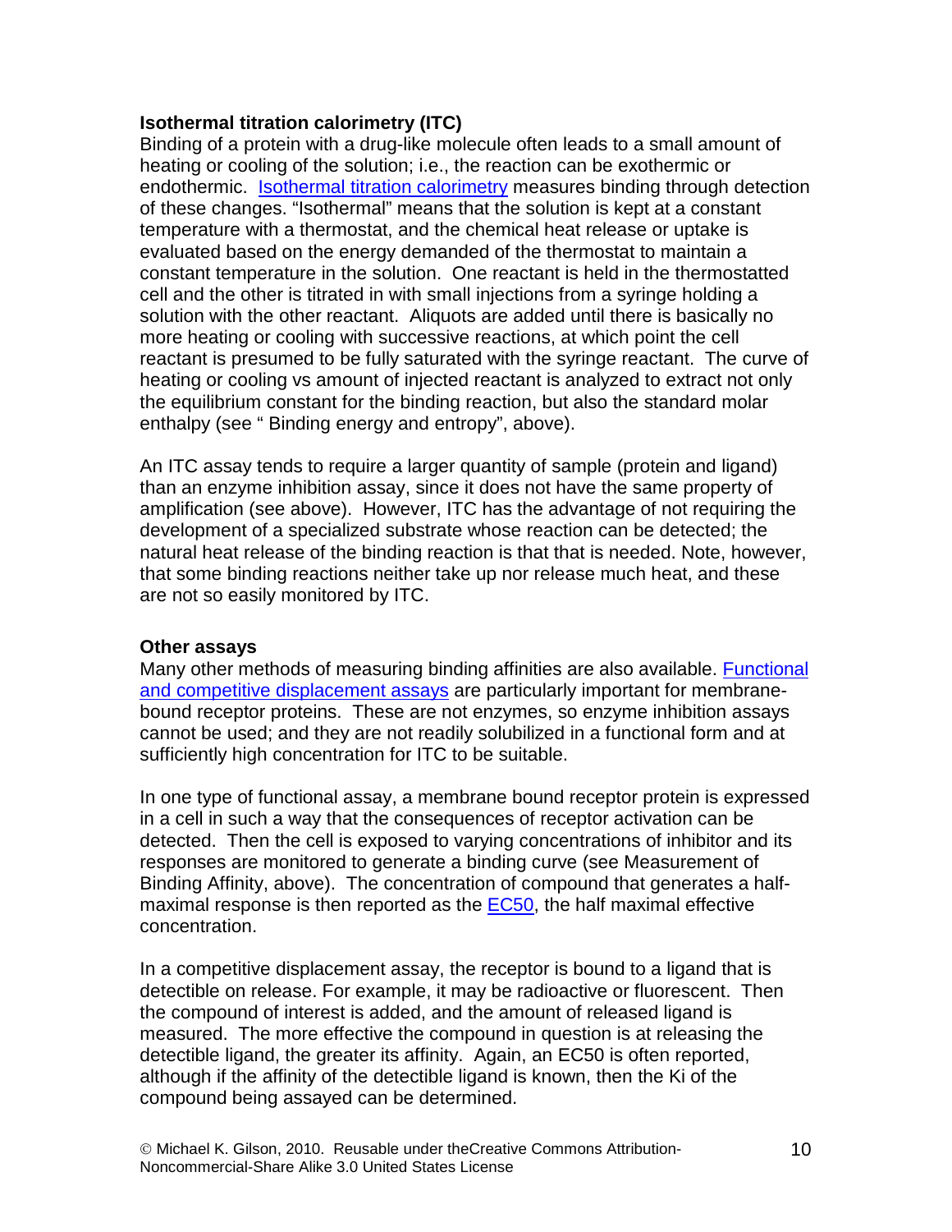**Isothermal titration calorimetry (ITC)**

Binding of a protein with a drug-like molecule often leads to a small amount of heating or cooling of the solution; i.e., the reaction can be exothermic or endothermic. Isothermal titration calorimetry measures binding through detection of these changes. "Isothermal" means that the solution is kept at a constant temperature with a thermostat, and the chemical heat release or uptake is evaluated based on the energy demanded of the thermostat to maintain a constant temperature in the solution. One reactant is held in the thermostatted cell and the other is titrated in with small injections from a syringe holding a solution with the other reactant. Aliquots are added until there is basically no more heating or cooling with successive reactions, at which point the cell reactant is presumed to be fully saturated with the syringe reactant. The curve of heating or cooling vs amount of injected reactant is analyzed to extract not only the equilibrium constant for the binding reaction, but also the standard molar enthalpy (see " Binding energy and entropy", above).

An ITC assay tends to require a larger quantity of sample (protein and ligand) than an enzyme inhibition assay, since it does not have the same property of amplification (see above). However, ITC has the advantage of not requiring the development of a specialized substrate whose reaction can be detected; the natural heat release of the binding reaction is that that is needed. Note, however, that some binding reactions neither take up nor release much heat, and these are not so easily monitored by ITC.

**Other assays**

Many other methods of measuring binding affinities are also available. Functional and competitive displacement assays are particularly important for membrane-bound receptor proteins. These are not enzymes, so enzyme inhibition assays cannot be used; and they are not readily solubilized in a functional form and at sufficiently high concentration for ITC to be suitable.

In one type of functional assay, a membrane bound receptor protein is expressed in a cell in such a way that the consequences of receptor activation can be detected. Then the cell is exposed to varying concentrations of inhibitor and its responses are monitored to generate a binding curve (see Measurement of Binding Affinity, above). The concentration of compound that generates a half-maximal response is then reported as the EC50, the half maximal effective concentration.

In a competitive displacement assay, the receptor is bound to a ligand that is detectible on release. For example, it may be radioactive or fluorescent. Then the compound of interest is added, and the amount of released ligand is measured. The more effective the compound in question is at releasing the detectible ligand, the greater its affinity. Again, an EC50 is often reported, although if the affinity of the detectible ligand is known, then the Ki of the compound being assayed can be determined.

© Michael K. Gilson, 2010. Reusable under theCreative Commons Attribution-Noncommercial-Share Alike 3.0 United States License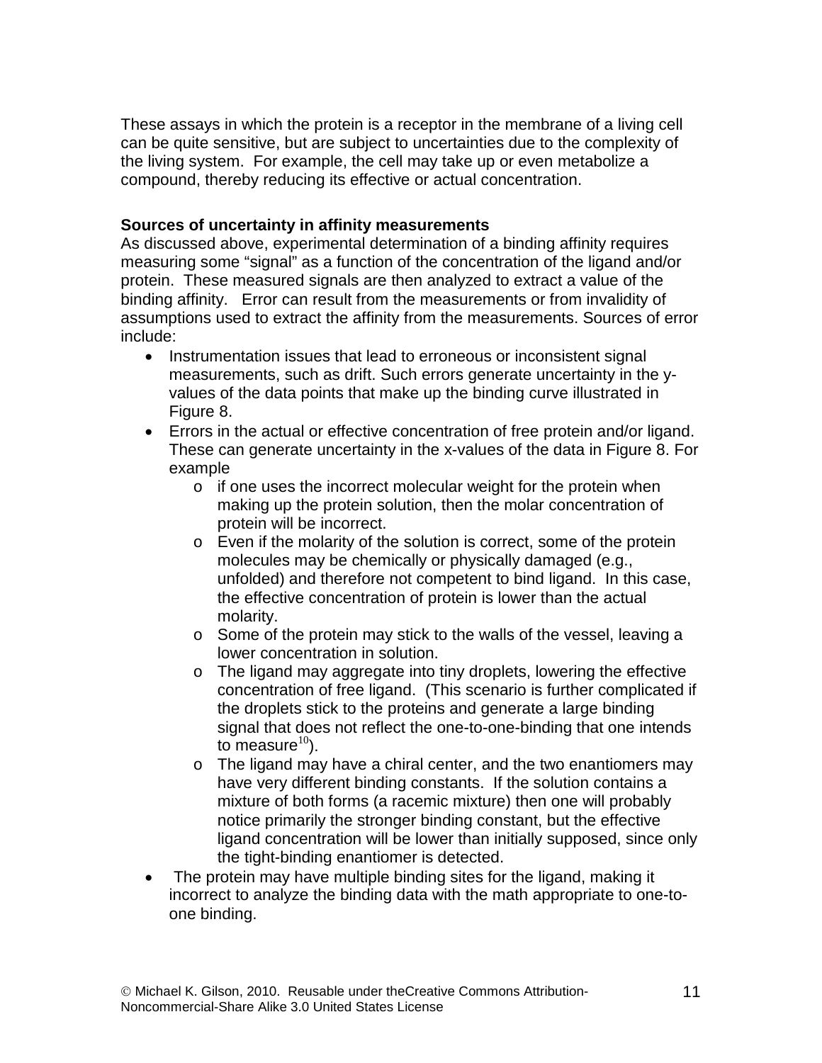These assays in which the protein is a receptor in the membrane of a living cell can be quite sensitive, but are subject to uncertainties due to the complexity of the living system. For example, the cell may take up or even metabolize a compound, thereby reducing its effective or actual concentration.

**Sources of uncertainty in affinity measurements**

As discussed above, experimental determination of a binding affinity requires measuring some "signal" as a function of the concentration of the ligand and/or protein. These measured signals are then analyzed to extract a value of the binding affinity. Error can result from the measurements or from invalidity of assumptions used to extract the affinity from the measurements. Sources of error include:

- Instrumentation issues that lead to erroneous or inconsistent signal measurements, such as drift. Such errors generate uncertainty in the y-values of the data points that make up the binding curve illustrated in Figure 8.
- Errors in the actual or effective concentration of free protein and/or ligand. These can generate uncertainty in the x-values of the data in Figure 8. For example
  - if one uses the incorrect molecular weight for the protein when making up the protein solution, then the molar concentration of protein will be incorrect.
  - Even if the molarity of the solution is correct, some of the protein molecules may be chemically or physically damaged (e.g., unfolded) and therefore not competent to bind ligand. In this case, the effective concentration of protein is lower than the actual molarity.
  - Some of the protein may stick to the walls of the vessel, leaving a lower concentration in solution.
  - The ligand may aggregate into tiny droplets, lowering the effective concentration of free ligand. (This scenario is further complicated if the droplets stick to the proteins and generate a large binding signal that does not reflect the one-to-one-binding that one intends to measure[10]).
  - The ligand may have a chiral center, and the two enantiomers may have very different binding constants. If the solution contains a mixture of both forms (a racemic mixture) then one will probably notice primarily the stronger binding constant, but the effective ligand concentration will be lower than initially supposed, since only the tight-binding enantiomer is detected.
- The protein may have multiple binding sites for the ligand, making it incorrect to analyze the binding data with the math appropriate to one-to-one binding.

© Michael K. Gilson, 2010. Reusable under theCreative Commons Attribution-Noncommercial-Share Alike 3.0 United States License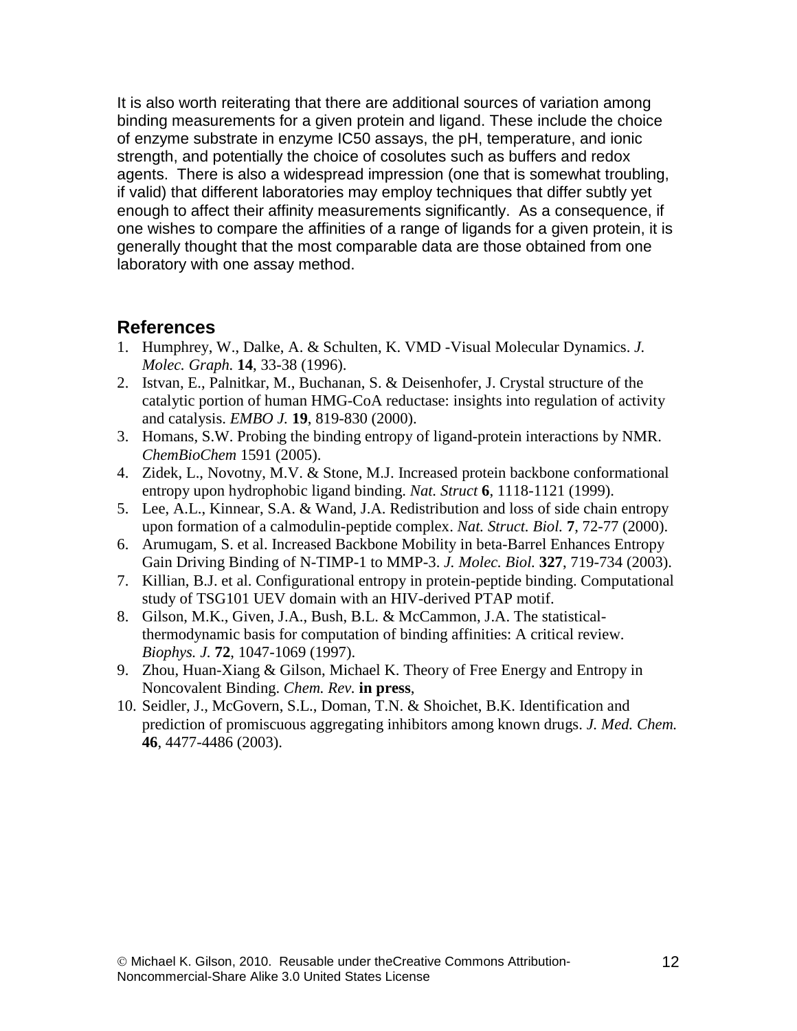It is also worth reiterating that there are additional sources of variation among binding measurements for a given protein and ligand. These include the choice of enzyme substrate in enzyme IC50 assays, the pH, temperature, and ionic strength, and potentially the choice of cosolutes such as buffers and redox agents. There is also a widespread impression (one that is somewhat troubling, if valid) that different laboratories may employ techniques that differ subtly yet enough to affect their affinity measurements significantly. As a consequence, if one wishes to compare the affinities of a range of ligands for a given protein, it is generally thought that the most comparable data are those obtained from one laboratory with one assay method.

## References

1. Humphrey, W., Dalke, A. & Schulten, K. VMD -Visual Molecular Dynamics. *J. Molec. Graph.* **14**, 33-38 (1996).
2. Istvan, E., Palnitkar, M., Buchanan, S. & Deisenhofer, J. Crystal structure of the catalytic portion of human HMG-CoA reductase: insights into regulation of activity and catalysis. *EMBO J.* **19**, 819-830 (2000).
3. Homans, S.W. Probing the binding entropy of ligand-protein interactions by NMR. *ChemBioChem* 1591 (2005).
4. Zidek, L., Novotny, M.V. & Stone, M.J. Increased protein backbone conformational entropy upon hydrophobic ligand binding. *Nat. Struct* **6**, 1118-1121 (1999).
5. Lee, A.L., Kinnear, S.A. & Wand, J.A. Redistribution and loss of side chain entropy upon formation of a calmodulin-peptide complex. *Nat. Struct. Biol.* **7**, 72-77 (2000).
6. Arumugam, S. et al. Increased Backbone Mobility in beta-Barrel Enhances Entropy Gain Driving Binding of N-TIMP-1 to MMP-3. *J. Molec. Biol.* **327**, 719-734 (2003).
7. Killian, B.J. et al. Configurational entropy in protein-peptide binding. Computational study of TSG101 UEV domain with an HIV-derived PTAP motif.
8. Gilson, M.K., Given, J.A., Bush, B.L. & McCammon, J.A. The statistical-thermodynamic basis for computation of binding affinities: A critical review. *Biophys. J.* **72**, 1047-1069 (1997).
9. Zhou, Huan-Xiang & Gilson, Michael K. Theory of Free Energy and Entropy in Noncovalent Binding. *Chem. Rev.* **in press**,
10. Seidler, J., McGovern, S.L., Doman, T.N. & Shoichet, B.K. Identification and prediction of promiscuous aggregating inhibitors among known drugs. *J. Med. Chem.* **46**, 4477-4486 (2003).

© Michael K. Gilson, 2010. Reusable under theCreative Commons Attribution-Noncommercial-Share Alike 3.0 United States License